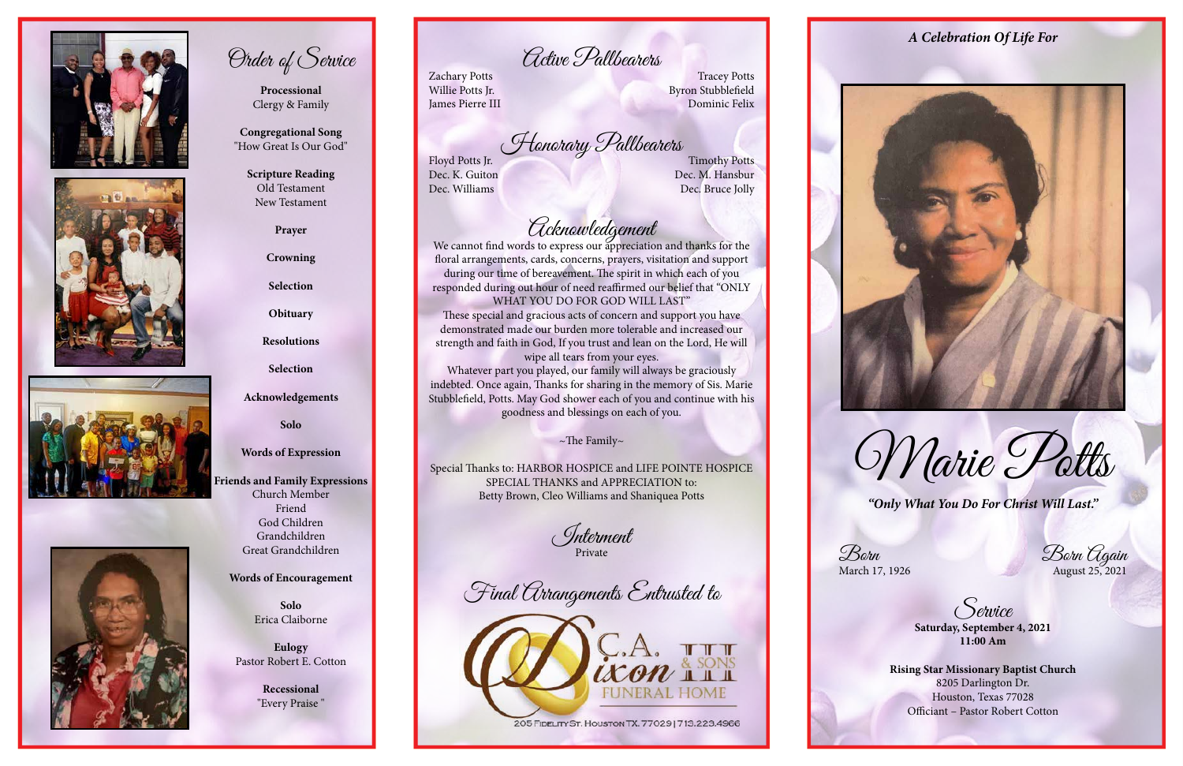## Order of Service

**Processional**
Clergy & Family

**Congregational Song**
"How Great Is Our God"

**Scripture Reading**
Old Testament
New Testament

**Prayer**

**Crowning**

**Selection**

**Obituary**

**Resolutions**

**Selection**

**Acknowledgements**

**Solo**

**Words of Expression**

**Friends and Family Expressions**
Church Member
Friend
God Children
Grandchildren
Great Grandchildren

**Words of Encouragement**

**Solo**
Erica Claiborne

**Eulogy**
Pastor Robert E. Cotton

**Recessional**
"Every Praise "

## Active Pallbearers

Zachary Potts
Willie Potts Jr.
James Pierre III
Tracey Potts
Byron Stubblefield
Dominic Felix

## Honorary Pallbearers

Floyd Potts Jr.
Dec. K. Guiton
Dec. Williams
Timothy Potts
Dec. M. Hansbur
Dec. Bruce Jolly

## Acknowledgement

We cannot find words to express our appreciation and thanks for the floral arrangements, cards, concerns, prayers, visitation and support during our time of bereavement. The spirit in which each of you responded during out hour of need reaffirmed our belief that "ONLY WHAT YOU DO FOR GOD WILL LAST"

These special and gracious acts of concern and support you have demonstrated made our burden more tolerable and increased our strength and faith in God, If you trust and lean on the Lord, He will wipe all tears from your eyes.

Whatever part you played, our family will always be graciously indebted. Once again, Thanks for sharing in the memory of Sis. Marie Stubblefield, Potts. May God shower each of you and continue with his goodness and blessings on each of you.

~The Family~

Special Thanks to: HARBOR HOSPICE and LIFE POINTE HOSPICE
SPECIAL THANKS and APPRECIATION to:
Betty Brown, Cleo Williams and Shaniquea Potts

## Interment

Private

## Final Arrangements Entrusted to

C.A. Dixon III & SONS FUNERAL HOME

205 Fidelity St. Houston TX. 77029 | 713.223.4966

***A Celebration Of Life For***

# Marie Potts

***"Only What You Do For Christ Will Last."***

**Born**
March 17, 1926

**Born Again**
August 25, 2021

## Service

**Saturday, September 4, 2021**
**11:00 Am**

**Rising Star Missionary Baptist Church**
8205 Darlington Dr.
Houston, Texas 77028
Officiant – Pastor Robert Cotton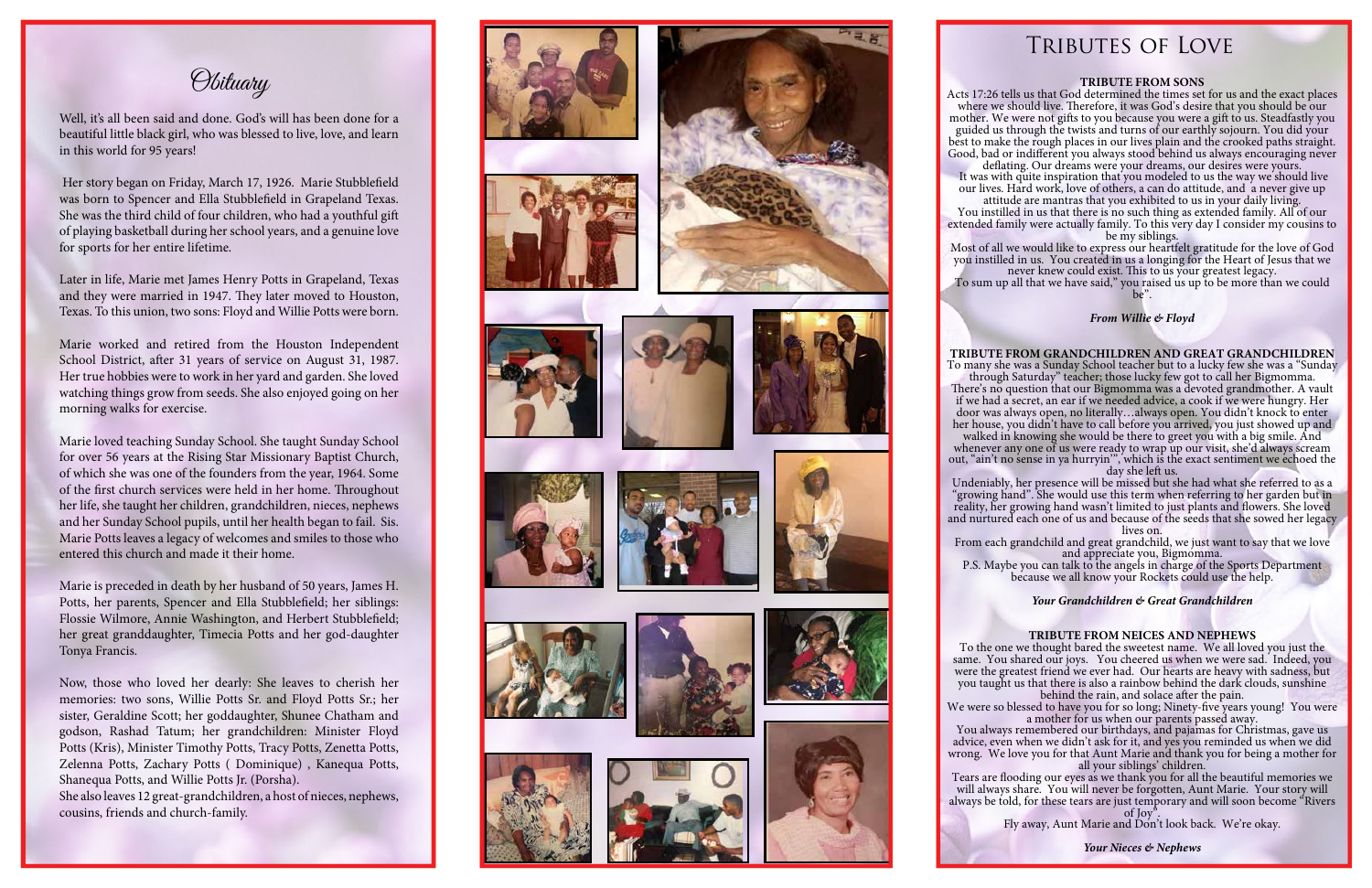# Obituary

Well, it's all been said and done. God's will has been done for a beautiful little black girl, who was blessed to live, love, and learn in this world for 95 years!

Her story began on Friday, March 17, 1926. Marie Stubblefield was born to Spencer and Ella Stubblefield in Grapeland Texas. She was the third child of four children, who had a youthful gift of playing basketball during her school years, and a genuine love for sports for her entire lifetime.

Later in life, Marie met James Henry Potts in Grapeland, Texas and they were married in 1947. They later moved to Houston, Texas. To this union, two sons: Floyd and Willie Potts were born.

Marie worked and retired from the Houston Independent School District, after 31 years of service on August 31, 1987. Her true hobbies were to work in her yard and garden. She loved watching things grow from seeds. She also enjoyed going on her morning walks for exercise.

Marie loved teaching Sunday School. She taught Sunday School for over 56 years at the Rising Star Missionary Baptist Church, of which she was one of the founders from the year, 1964. Some of the first church services were held in her home. Throughout her life, she taught her children, grandchildren, nieces, nephews and her Sunday School pupils, until her health began to fail. Sis. Marie Potts leaves a legacy of welcomes and smiles to those who entered this church and made it their home.

Marie is preceded in death by her husband of 50 years, James H. Potts, her parents, Spencer and Ella Stubblefield; her siblings: Flossie Wilmore, Annie Washington, and Herbert Stubblefield; her great granddaughter, Timecia Potts and her god-daughter Tonya Francis.

Now, those who loved her dearly: She leaves to cherish her memories: two sons, Willie Potts Sr. and Floyd Potts Sr.; her sister, Geraldine Scott; her goddaughter, Shunee Chatham and godson, Rashad Tatum; her grandchildren: Minister Floyd Potts (Kris), Minister Timothy Potts, Tracy Potts, Zenetta Potts, Zelenna Potts, Zachary Potts ( Dominique) , Kanequa Potts, Shanequa Potts, and Willie Potts Jr. (Porsha).
She also leaves 12 great-grandchildren, a host of nieces, nephews, cousins, friends and church-family.

# Tributes of Love

**TRIBUTE FROM SONS**

Acts 17:26 tells us that God determined the times set for us and the exact places where we should live. Therefore, it was God's desire that you should be our mother. We were not gifts to you because you were a gift to us. Steadfastly you guided us through the twists and turns of our earthly sojourn. You did your best to make the rough places in our lives plain and the crooked paths straight. Good, bad or indifferent you always stood behind us always encouraging never deflating. Our dreams were your dreams, our desires were yours.
It was with quite inspiration that you modeled to us the way we should live our lives. Hard work, love of others, a can do attitude, and a never give up attitude are mantras that you exhibited to us in your daily living.
You instilled in us that there is no such thing as extended family. All of our extended family were actually family. To this very day I consider my cousins to be my siblings.
Most of all we would like to express our heartfelt gratitude for the love of God you instilled in us. You created in us a longing for the Heart of Jesus that we never knew could exist. This to us your greatest legacy.
To sum up all that we have said," you raised us up to be more than we could be".

*From Willie & Floyd*

**TRIBUTE FROM GRANDCHILDREN AND GREAT GRANDCHILDREN**

To many she was a Sunday School teacher but to a lucky few she was a "Sunday through Saturday" teacher; those lucky few got to call her Bigmomma.
There's no question that our Bigmomma was a devoted grandmother. A vault if we had a secret, an ear if we needed advice, a cook if we were hungry. Her door was always open, no literally…always open. You didn't knock to enter her house, you didn't have to call before you arrived, you just showed up and walked in knowing she would be there to greet you with a big smile. And whenever any one of us were ready to wrap up our visit, she'd always scream out, "ain't no sense in ya hurryin'", which is the exact sentiment we echoed the day she left us.
Undeniably, her presence will be missed but she had what she referred to as a "growing hand". She would use this term when referring to her garden but in reality, her growing hand wasn't limited to just plants and flowers. She loved and nurtured each one of us and because of the seeds that she sowed her legacy lives on.
From each grandchild and great grandchild, we just want to say that we love and appreciate you, Bigmomma.
P.S. Maybe you can talk to the angels in charge of the Sports Department because we all know your Rockets could use the help.

*Your Grandchildren & Great Grandchildren*

**TRIBUTE FROM NEICES AND NEPHEWS**

To the one we thought bared the sweetest name. We all loved you just the same. You shared our joys. You cheered us when we were sad. Indeed, you were the greatest friend we ever had. Our hearts are heavy with sadness, but you taught us that there is also a rainbow behind the dark clouds, sunshine behind the rain, and solace after the pain.
We were so blessed to have you for so long; Ninety-five years young! You were a mother for us when our parents passed away.
You always remembered our birthdays, and pajamas for Christmas, gave us advice, even when we didn't ask for it, and yes you reminded us when we did wrong. We love you for that Aunt Marie and thank you for being a mother for all your siblings' children.
Tears are flooding our eyes as we thank you for all the beautiful memories we will always share. You will never be forgotten, Aunt Marie. Your story will always be told, for these tears are just temporary and will soon become "Rivers of Joy".
Fly away, Aunt Marie and Don't look back. We're okay.

*Your Nieces & Nephews*